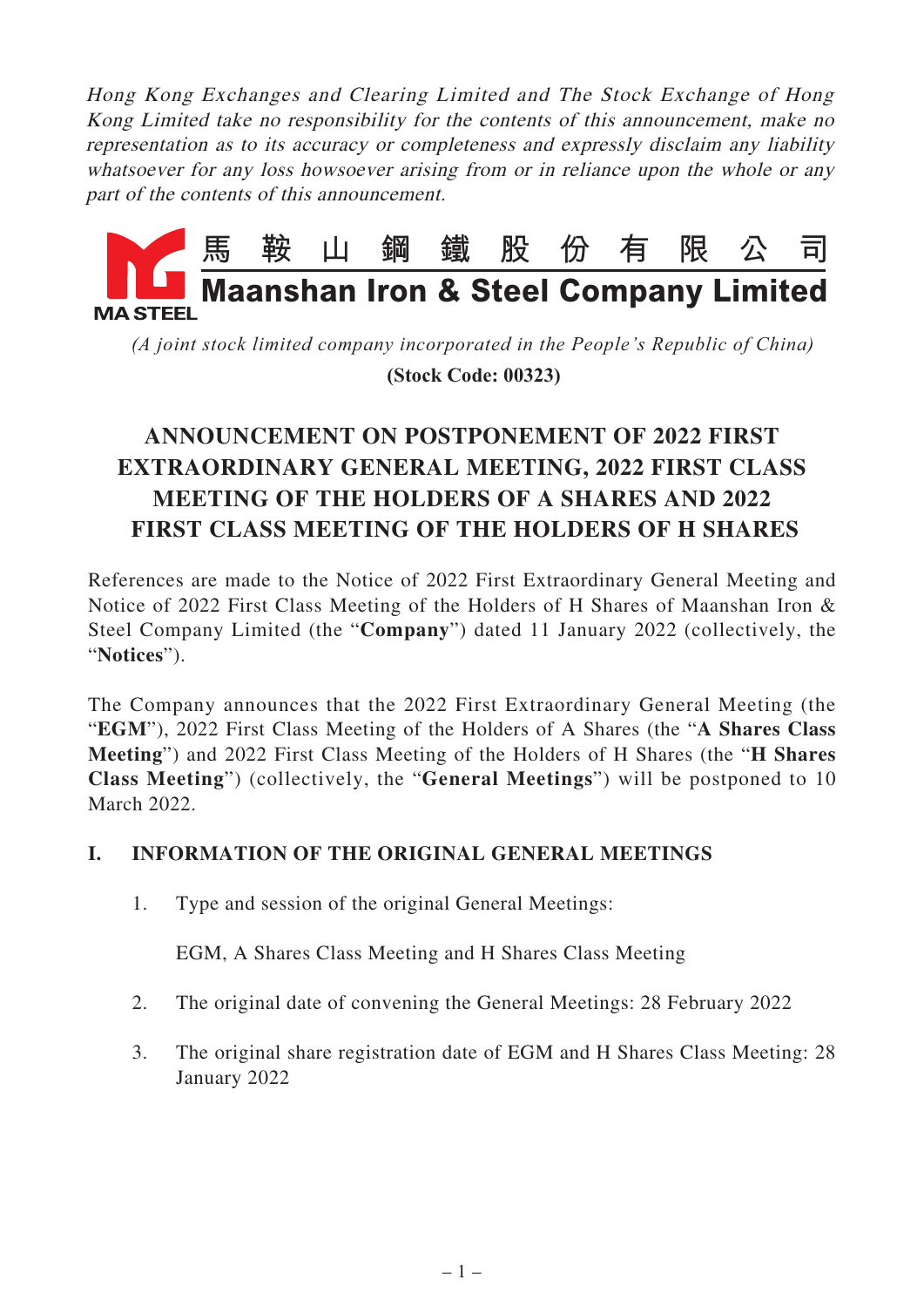*Hong Kong Exchanges and Clearing Limited and The Stock Exchange of Hong Kong Limited take no responsibility for the contents of this announcement, make no representation as to its accuracy or completeness and expressly disclaim any liability whatsoever for any loss howsoever arising from or in reliance upon the whole or any part of the contents of this announcement.*

# 馬 鞍 山 鋼 鐵 股 份 有 限 公 司
# Maanshan Iron & Steel Company Limited

MA STEEL

*(A joint stock limited company incorporated in the People's Republic of China)*

**(Stock Code: 00323)**

## ANNOUNCEMENT ON POSTPONEMENT OF 2022 FIRST EXTRAORDINARY GENERAL MEETING, 2022 FIRST CLASS MEETING OF THE HOLDERS OF A SHARES AND 2022 FIRST CLASS MEETING OF THE HOLDERS OF H SHARES

References are made to the Notice of 2022 First Extraordinary General Meeting and Notice of 2022 First Class Meeting of the Holders of H Shares of Maanshan Iron & Steel Company Limited (the "**Company**") dated 11 January 2022 (collectively, the "**Notices**").

The Company announces that the 2022 First Extraordinary General Meeting (the "**EGM**"), 2022 First Class Meeting of the Holders of A Shares (the "**A Shares Class Meeting**") and 2022 First Class Meeting of the Holders of H Shares (the "**H Shares Class Meeting**") (collectively, the "**General Meetings**") will be postponed to 10 March 2022.

### I. INFORMATION OF THE ORIGINAL GENERAL MEETINGS

1. Type and session of the original General Meetings:

   EGM, A Shares Class Meeting and H Shares Class Meeting

2. The original date of convening the General Meetings: 28 February 2022

3. The original share registration date of EGM and H Shares Class Meeting: 28 January 2022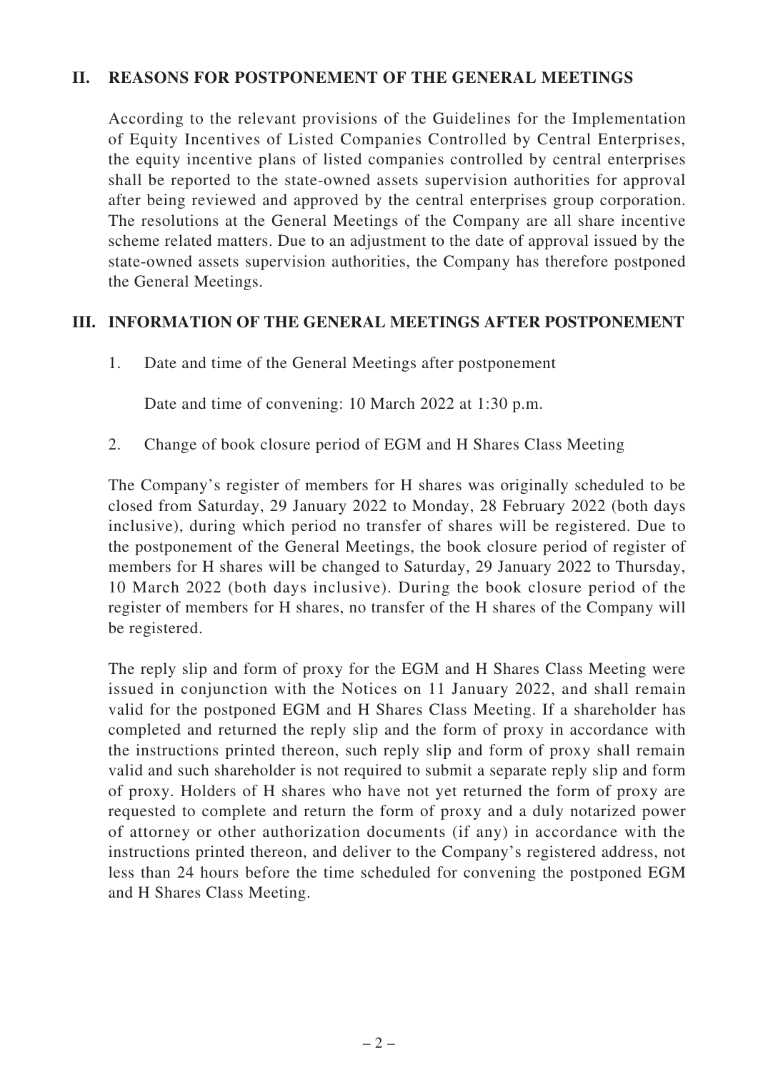## II. REASONS FOR POSTPONEMENT OF THE GENERAL MEETINGS

According to the relevant provisions of the Guidelines for the Implementation of Equity Incentives of Listed Companies Controlled by Central Enterprises, the equity incentive plans of listed companies controlled by central enterprises shall be reported to the state-owned assets supervision authorities for approval after being reviewed and approved by the central enterprises group corporation. The resolutions at the General Meetings of the Company are all share incentive scheme related matters. Due to an adjustment to the date of approval issued by the state-owned assets supervision authorities, the Company has therefore postponed the General Meetings.

## III. INFORMATION OF THE GENERAL MEETINGS AFTER POSTPONEMENT

1. Date and time of the General Meetings after postponement

   Date and time of convening: 10 March 2022 at 1:30 p.m.

2. Change of book closure period of EGM and H Shares Class Meeting

The Company's register of members for H shares was originally scheduled to be closed from Saturday, 29 January 2022 to Monday, 28 February 2022 (both days inclusive), during which period no transfer of shares will be registered. Due to the postponement of the General Meetings, the book closure period of register of members for H shares will be changed to Saturday, 29 January 2022 to Thursday, 10 March 2022 (both days inclusive). During the book closure period of the register of members for H shares, no transfer of the H shares of the Company will be registered.

The reply slip and form of proxy for the EGM and H Shares Class Meeting were issued in conjunction with the Notices on 11 January 2022, and shall remain valid for the postponed EGM and H Shares Class Meeting. If a shareholder has completed and returned the reply slip and the form of proxy in accordance with the instructions printed thereon, such reply slip and form of proxy shall remain valid and such shareholder is not required to submit a separate reply slip and form of proxy. Holders of H shares who have not yet returned the form of proxy are requested to complete and return the form of proxy and a duly notarized power of attorney or other authorization documents (if any) in accordance with the instructions printed thereon, and deliver to the Company's registered address, not less than 24 hours before the time scheduled for convening the postponed EGM and H Shares Class Meeting.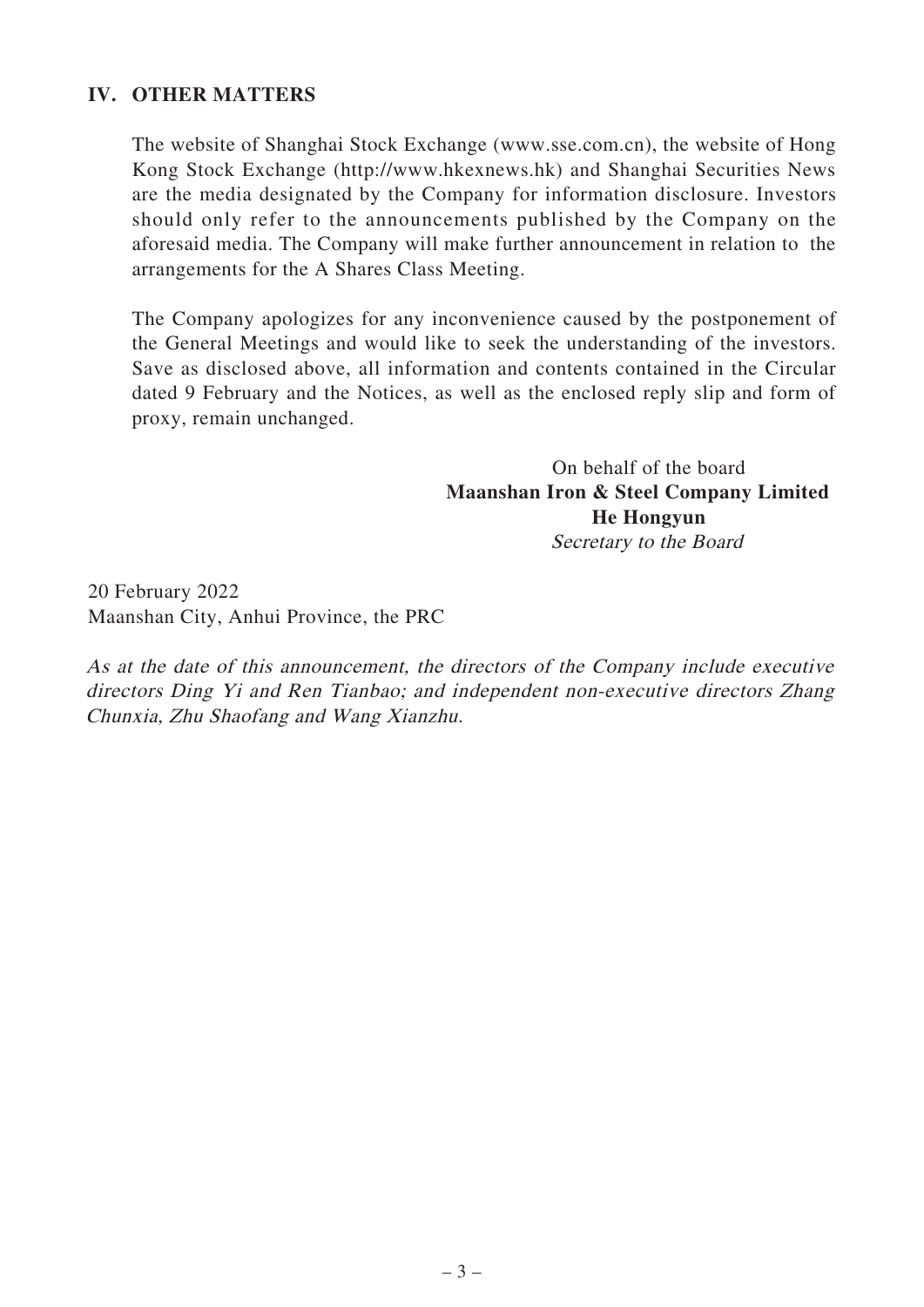## IV. OTHER MATTERS

The website of Shanghai Stock Exchange (www.sse.com.cn), the website of Hong Kong Stock Exchange (http://www.hkexnews.hk) and Shanghai Securities News are the media designated by the Company for information disclosure. Investors should only refer to the announcements published by the Company on the aforesaid media. The Company will make further announcement in relation to the arrangements for the A Shares Class Meeting.

The Company apologizes for any inconvenience caused by the postponement of the General Meetings and would like to seek the understanding of the investors. Save as disclosed above, all information and contents contained in the Circular dated 9 February and the Notices, as well as the enclosed reply slip and form of proxy, remain unchanged.

On behalf of the board
**Maanshan Iron & Steel Company Limited**
**He Hongyun**
*Secretary to the Board*

20 February 2022
Maanshan City, Anhui Province, the PRC

*As at the date of this announcement, the directors of the Company include executive directors Ding Yi and Ren Tianbao; and independent non-executive directors Zhang Chunxia, Zhu Shaofang and Wang Xianzhu.*